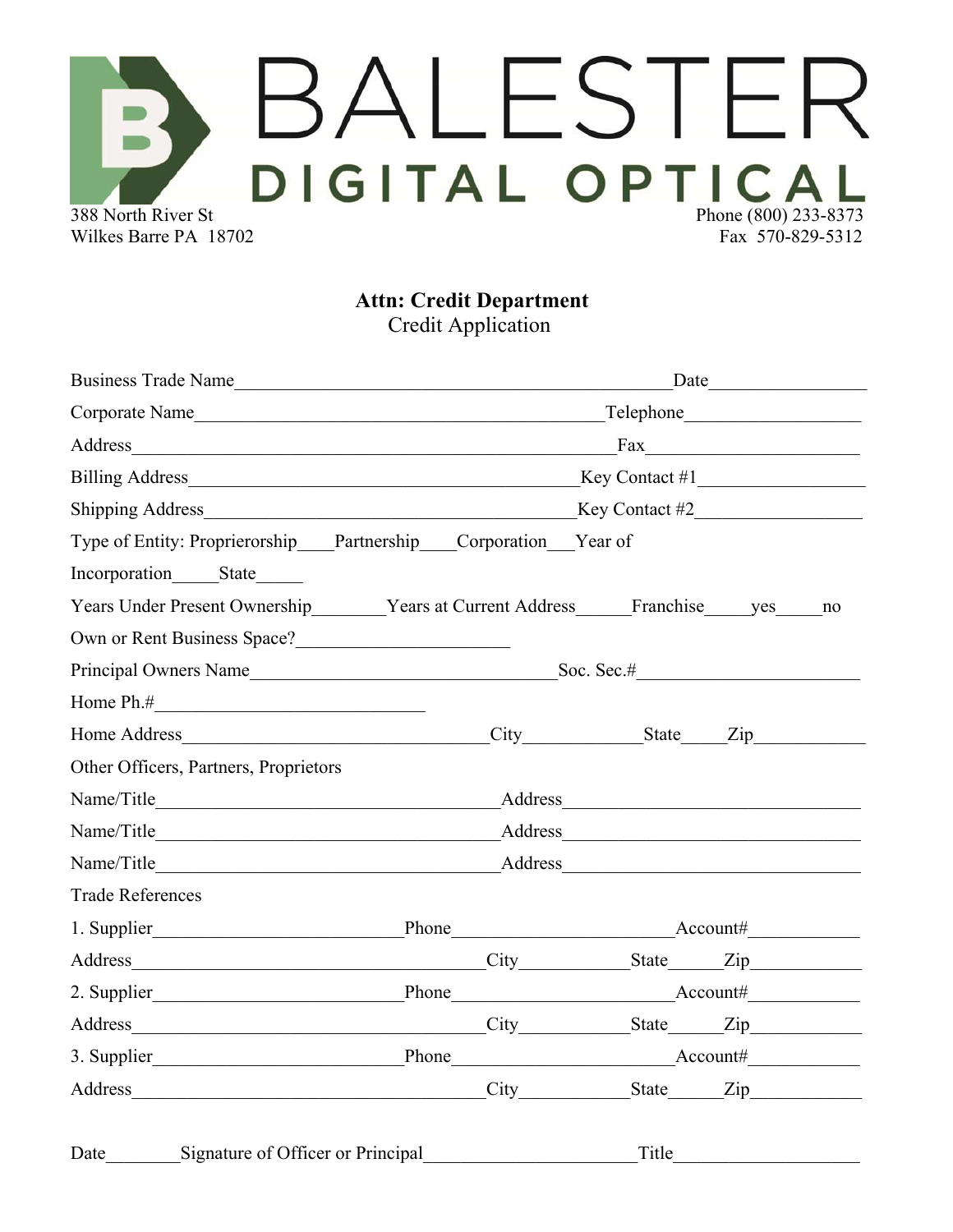# BALESTER DIGITAL OPTICAL

388 North River St
Wilkes Barre PA 18702

Phone (800) 233-8373
Fax 570-829-5312

**Attn: Credit Department**
Credit Application

Business Trade Name________________________________________________Date_________________

Corporate Name_____________________________________________Telephone___________________

Address_____________________________________________________Fax______________________

Billing Address___________________________________________Key Contact #1__________________

Shipping Address_________________________________________Key Contact #2__________________

Type of Entity: Proprierorship____Partnership____Corporation___Year of

Incorporation_____State_____

Years Under Present Ownership________Years at Current Address______Franchise_____yes_____no

Own or Rent Business Space?_______________________

Principal Owners Name__________________________________Soc. Sec.#________________________

Home Ph.#____________________________

Home Address_________________________________City_____________State_____Zip____________

Other Officers, Partners, Proprietors

Name/Title______________________________________Address_________________________________

Name/Title______________________________________Address_________________________________

Name/Title______________________________________Address_________________________________

Trade References

1. Supplier___________________________Phone________________________Account#____________

Address_______________________________________City____________State______Zip____________

2. Supplier___________________________Phone________________________Account#____________

Address_______________________________________City____________State______Zip____________

3. Supplier___________________________Phone________________________Account#____________

Address_______________________________________City____________State______Zip____________

Date________Signature of Officer or Principal______________________Title____________________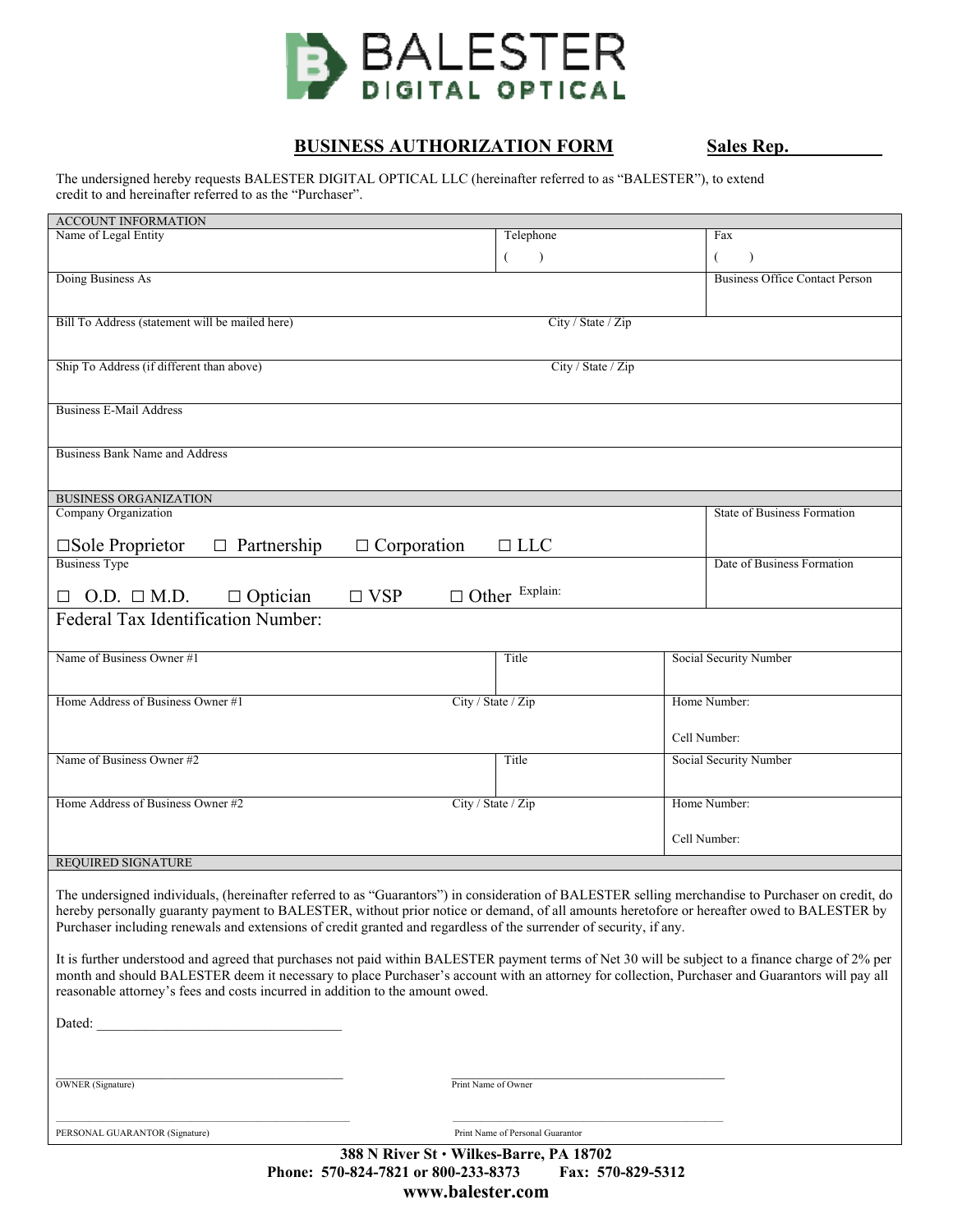# BALESTER DIGITAL OPTICAL

## BUSINESS AUTHORIZATION FORM

**Sales Rep.** ___________

The undersigned hereby requests BALESTER DIGITAL OPTICAL LLC (hereinafter referred to as "BALESTER"), to extend credit to and hereinafter referred to as the "Purchaser".

### ACCOUNT INFORMATION

| Name of Legal Entity | Telephone | Fax |
|---|---|---|
| | ( ) | ( ) |

| Doing Business As | Business Office Contact Person |
|---|---|
| | |

| Bill To Address (statement will be mailed here) | City / State / Zip |
|---|---|
| | |

| Ship To Address (if different than above) | City / State / Zip |
|---|---|
| | |

Business E-Mail Address

Business Bank Name and Address

### BUSINESS ORGANIZATION

| Company Organization | State of Business Formation |
|---|---|
| ☐ Sole Proprietor ☐ Partnership ☐ Corporation ☐ LLC | |

| Business Type | Date of Business Formation |
|---|---|
| ☐ O.D. ☐ M.D. ☐ Optician ☐ VSP ☐ Other Explain: | |

Federal Tax Identification Number:

| Name of Business Owner #1 | Title | Social Security Number |
|---|---|---|
| | | |

| Home Address of Business Owner #1 | City / State / Zip | Home Number: Cell Number: |
|---|---|---|
| | | |

| Name of Business Owner #2 | Title | Social Security Number |
|---|---|---|
| | | |

| Home Address of Business Owner #2 | City / State / Zip | Home Number: Cell Number: |
|---|---|---|
| | | |

### REQUIRED SIGNATURE

The undersigned individuals, (hereinafter referred to as "Guarantors") in consideration of BALESTER selling merchandise to Purchaser on credit, do hereby personally guaranty payment to BALESTER, without prior notice or demand, of all amounts heretofore or hereafter owed to BALESTER by Purchaser including renewals and extensions of credit granted and regardless of the surrender of security, if any.

It is further understood and agreed that purchases not paid within BALESTER payment terms of Net 30 will be subject to a finance charge of 2% per month and should BALESTER deem it necessary to place Purchaser's account with an attorney for collection, Purchaser and Guarantors will pay all reasonable attorney's fees and costs incurred in addition to the amount owed.

Dated: ___________________________________

___________________________________ OWNER (Signature)

___________________________________ Print Name of Owner

___________________________________ PERSONAL GUARANTOR (Signature)

___________________________________ Print Name of Personal Guarantor

**388 N River St • Wilkes-Barre, PA 18702**
**Phone: 570-824-7821 or 800-233-8373 Fax: 570-829-5312**
**www.balester.com**